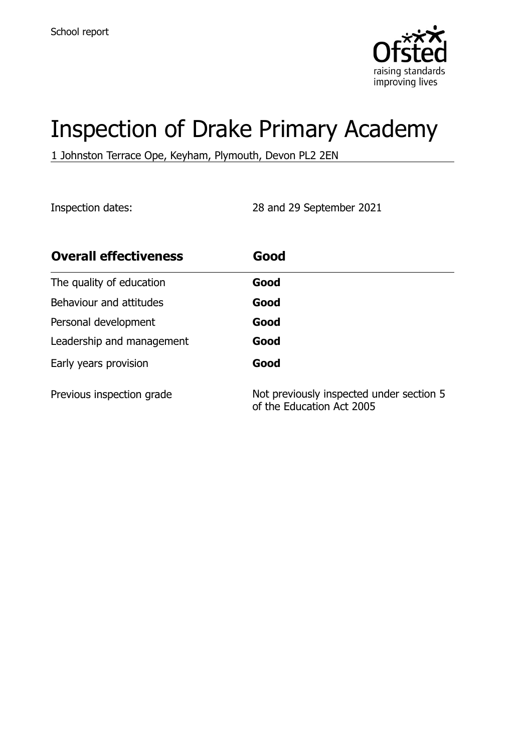School report

# Inspection of Drake Primary Academy

1 Johnston Terrace Ope, Keyham, Plymouth, Devon PL2 2EN

Inspection dates: 28 and 29 September 2021

| **Overall effectiveness** | **Good** |
| --- | --- |
| The quality of education | **Good** |
| Behaviour and attitudes | **Good** |
| Personal development | **Good** |
| Leadership and management | **Good** |
| Early years provision | **Good** |
| Previous inspection grade | Not previously inspected under section 5 of the Education Act 2005 |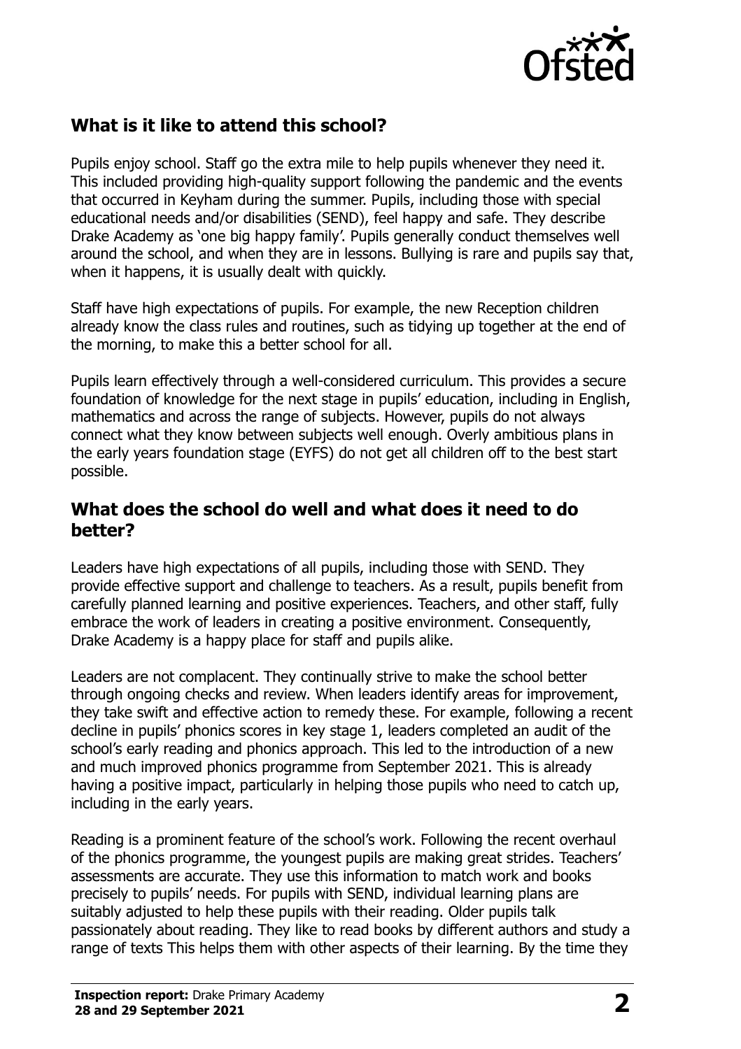## What is it like to attend this school?

Pupils enjoy school. Staff go the extra mile to help pupils whenever they need it. This included providing high-quality support following the pandemic and the events that occurred in Keyham during the summer. Pupils, including those with special educational needs and/or disabilities (SEND), feel happy and safe. They describe Drake Academy as 'one big happy family'. Pupils generally conduct themselves well around the school, and when they are in lessons. Bullying is rare and pupils say that, when it happens, it is usually dealt with quickly.

Staff have high expectations of pupils. For example, the new Reception children already know the class rules and routines, such as tidying up together at the end of the morning, to make this a better school for all.

Pupils learn effectively through a well-considered curriculum. This provides a secure foundation of knowledge for the next stage in pupils' education, including in English, mathematics and across the range of subjects. However, pupils do not always connect what they know between subjects well enough. Overly ambitious plans in the early years foundation stage (EYFS) do not get all children off to the best start possible.

## What does the school do well and what does it need to do better?

Leaders have high expectations of all pupils, including those with SEND. They provide effective support and challenge to teachers. As a result, pupils benefit from carefully planned learning and positive experiences. Teachers, and other staff, fully embrace the work of leaders in creating a positive environment. Consequently, Drake Academy is a happy place for staff and pupils alike.

Leaders are not complacent. They continually strive to make the school better through ongoing checks and review. When leaders identify areas for improvement, they take swift and effective action to remedy these. For example, following a recent decline in pupils' phonics scores in key stage 1, leaders completed an audit of the school's early reading and phonics approach. This led to the introduction of a new and much improved phonics programme from September 2021. This is already having a positive impact, particularly in helping those pupils who need to catch up, including in the early years.

Reading is a prominent feature of the school's work. Following the recent overhaul of the phonics programme, the youngest pupils are making great strides. Teachers' assessments are accurate. They use this information to match work and books precisely to pupils' needs. For pupils with SEND, individual learning plans are suitably adjusted to help these pupils with their reading. Older pupils talk passionately about reading. They like to read books by different authors and study a range of texts This helps them with other aspects of their learning. By the time they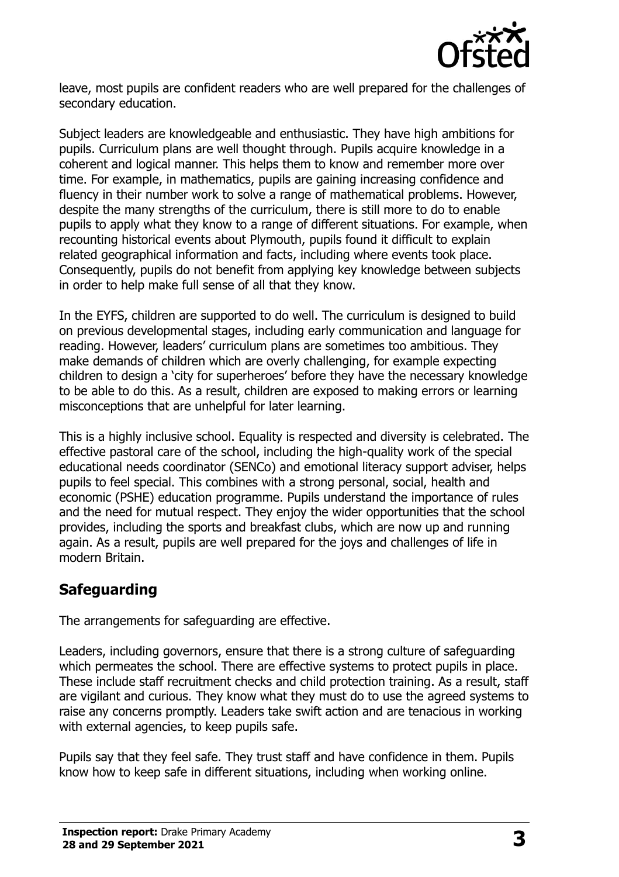leave, most pupils are confident readers who are well prepared for the challenges of secondary education.

Subject leaders are knowledgeable and enthusiastic. They have high ambitions for pupils. Curriculum plans are well thought through. Pupils acquire knowledge in a coherent and logical manner. This helps them to know and remember more over time. For example, in mathematics, pupils are gaining increasing confidence and fluency in their number work to solve a range of mathematical problems. However, despite the many strengths of the curriculum, there is still more to do to enable pupils to apply what they know to a range of different situations. For example, when recounting historical events about Plymouth, pupils found it difficult to explain related geographical information and facts, including where events took place. Consequently, pupils do not benefit from applying key knowledge between subjects in order to help make full sense of all that they know.

In the EYFS, children are supported to do well. The curriculum is designed to build on previous developmental stages, including early communication and language for reading. However, leaders' curriculum plans are sometimes too ambitious. They make demands of children which are overly challenging, for example expecting children to design a 'city for superheroes' before they have the necessary knowledge to be able to do this. As a result, children are exposed to making errors or learning misconceptions that are unhelpful for later learning.

This is a highly inclusive school. Equality is respected and diversity is celebrated. The effective pastoral care of the school, including the high-quality work of the special educational needs coordinator (SENCo) and emotional literacy support adviser, helps pupils to feel special. This combines with a strong personal, social, health and economic (PSHE) education programme. Pupils understand the importance of rules and the need for mutual respect. They enjoy the wider opportunities that the school provides, including the sports and breakfast clubs, which are now up and running again. As a result, pupils are well prepared for the joys and challenges of life in modern Britain.

## Safeguarding

The arrangements for safeguarding are effective.

Leaders, including governors, ensure that there is a strong culture of safeguarding which permeates the school. There are effective systems to protect pupils in place. These include staff recruitment checks and child protection training. As a result, staff are vigilant and curious. They know what they must do to use the agreed systems to raise any concerns promptly. Leaders take swift action and are tenacious in working with external agencies, to keep pupils safe.

Pupils say that they feel safe. They trust staff and have confidence in them. Pupils know how to keep safe in different situations, including when working online.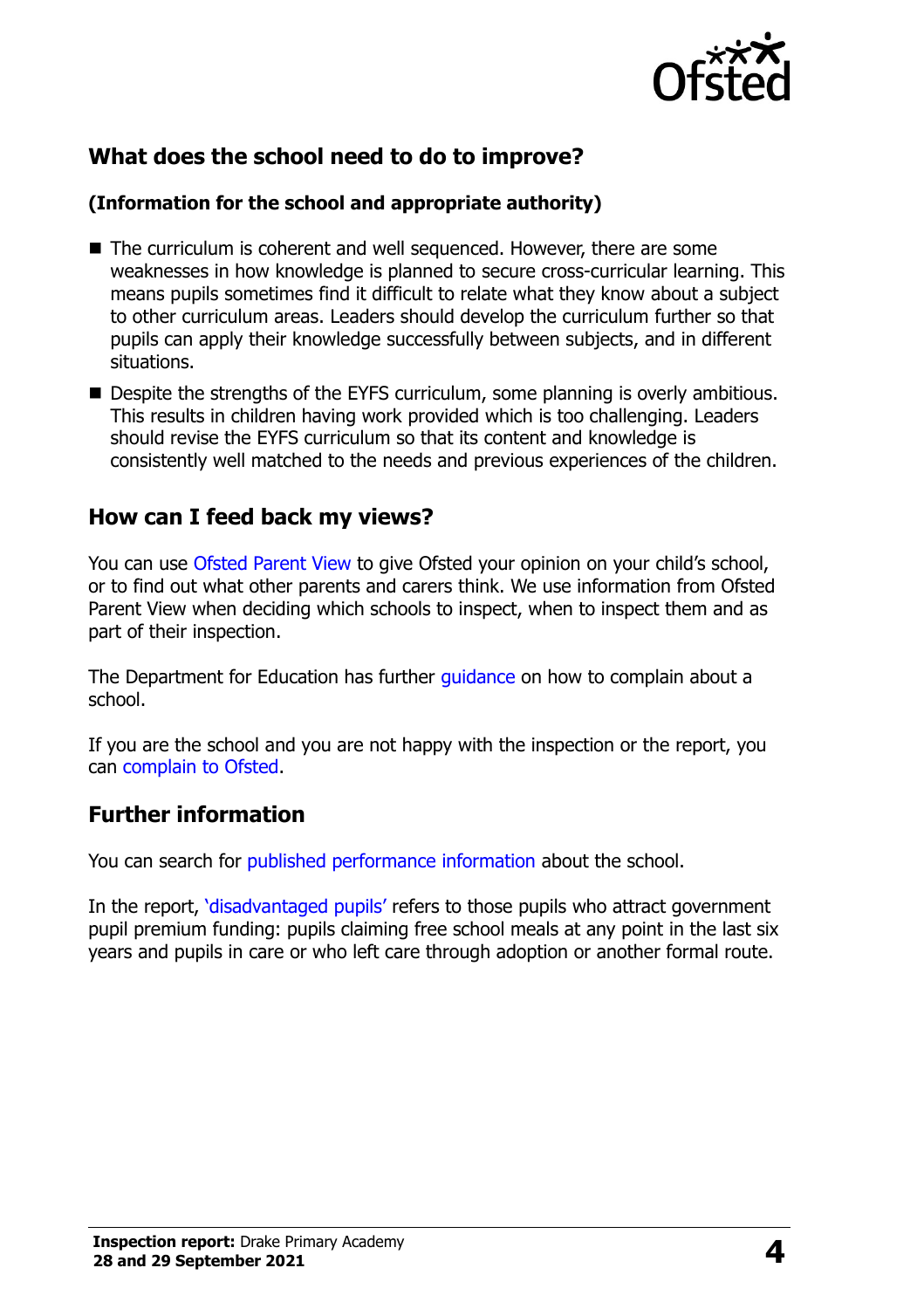## What does the school need to do to improve?

### (Information for the school and appropriate authority)

- The curriculum is coherent and well sequenced. However, there are some weaknesses in how knowledge is planned to secure cross-curricular learning. This means pupils sometimes find it difficult to relate what they know about a subject to other curriculum areas. Leaders should develop the curriculum further so that pupils can apply their knowledge successfully between subjects, and in different situations.
- Despite the strengths of the EYFS curriculum, some planning is overly ambitious. This results in children having work provided which is too challenging. Leaders should revise the EYFS curriculum so that its content and knowledge is consistently well matched to the needs and previous experiences of the children.

## How can I feed back my views?

You can use Ofsted Parent View to give Ofsted your opinion on your child's school, or to find out what other parents and carers think. We use information from Ofsted Parent View when deciding which schools to inspect, when to inspect them and as part of their inspection.

The Department for Education has further guidance on how to complain about a school.

If you are the school and you are not happy with the inspection or the report, you can complain to Ofsted.

## Further information

You can search for published performance information about the school.

In the report, 'disadvantaged pupils' refers to those pupils who attract government pupil premium funding: pupils claiming free school meals at any point in the last six years and pupils in care or who left care through adoption or another formal route.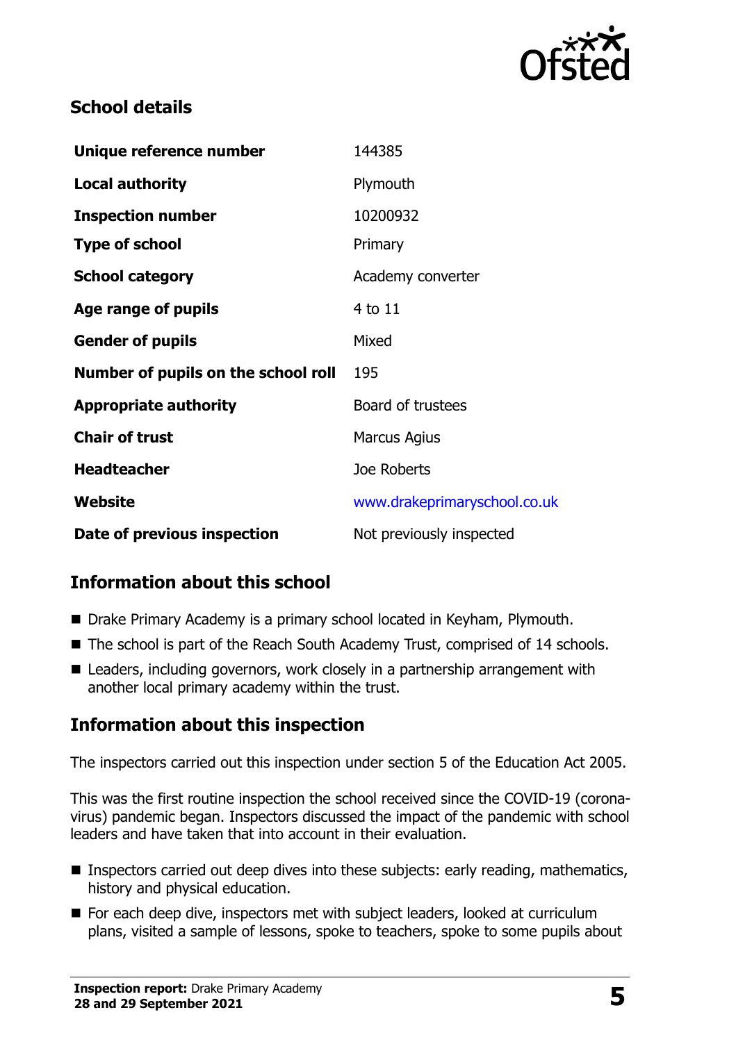## School details

| | |
|---|---|
| **Unique reference number** | 144385 |
| **Local authority** | Plymouth |
| **Inspection number** | 10200932 |
| **Type of school** | Primary |
| **School category** | Academy converter |
| **Age range of pupils** | 4 to 11 |
| **Gender of pupils** | Mixed |
| **Number of pupils on the school roll** | 195 |
| **Appropriate authority** | Board of trustees |
| **Chair of trust** | Marcus Agius |
| **Headteacher** | Joe Roberts |
| **Website** | www.drakeprimaryschool.co.uk |
| **Date of previous inspection** | Not previously inspected |

## Information about this school

- Drake Primary Academy is a primary school located in Keyham, Plymouth.
- The school is part of the Reach South Academy Trust, comprised of 14 schools.
- Leaders, including governors, work closely in a partnership arrangement with another local primary academy within the trust.

## Information about this inspection

The inspectors carried out this inspection under section 5 of the Education Act 2005.

This was the first routine inspection the school received since the COVID-19 (coronavirus) pandemic began. Inspectors discussed the impact of the pandemic with school leaders and have taken that into account in their evaluation.

- Inspectors carried out deep dives into these subjects: early reading, mathematics, history and physical education.
- For each deep dive, inspectors met with subject leaders, looked at curriculum plans, visited a sample of lessons, spoke to teachers, spoke to some pupils about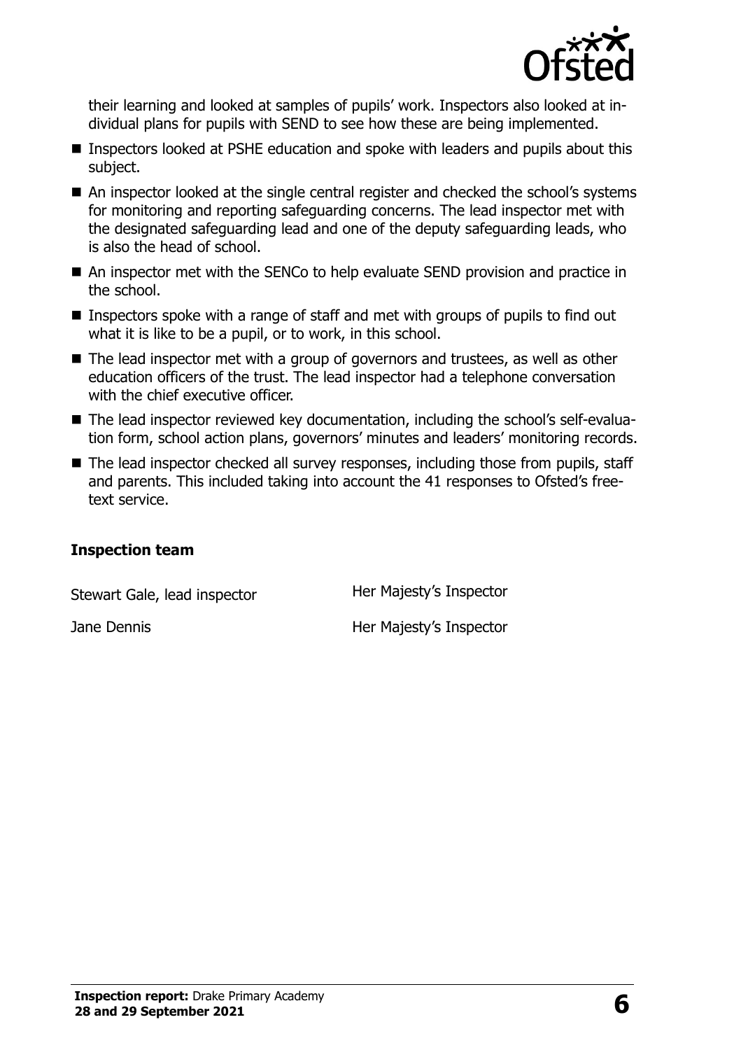their learning and looked at samples of pupils' work. Inspectors also looked at individual plans for pupils with SEND to see how these are being implemented.

- Inspectors looked at PSHE education and spoke with leaders and pupils about this subject.
- An inspector looked at the single central register and checked the school's systems for monitoring and reporting safeguarding concerns. The lead inspector met with the designated safeguarding lead and one of the deputy safeguarding leads, who is also the head of school.
- An inspector met with the SENCo to help evaluate SEND provision and practice in the school.
- Inspectors spoke with a range of staff and met with groups of pupils to find out what it is like to be a pupil, or to work, in this school.
- The lead inspector met with a group of governors and trustees, as well as other education officers of the trust. The lead inspector had a telephone conversation with the chief executive officer.
- The lead inspector reviewed key documentation, including the school's self-evaluation form, school action plans, governors' minutes and leaders' monitoring records.
- The lead inspector checked all survey responses, including those from pupils, staff and parents. This included taking into account the 41 responses to Ofsted's free-text service.

## Inspection team

| | |
|---|---|
| Stewart Gale, lead inspector | Her Majesty's Inspector |
| Jane Dennis | Her Majesty's Inspector |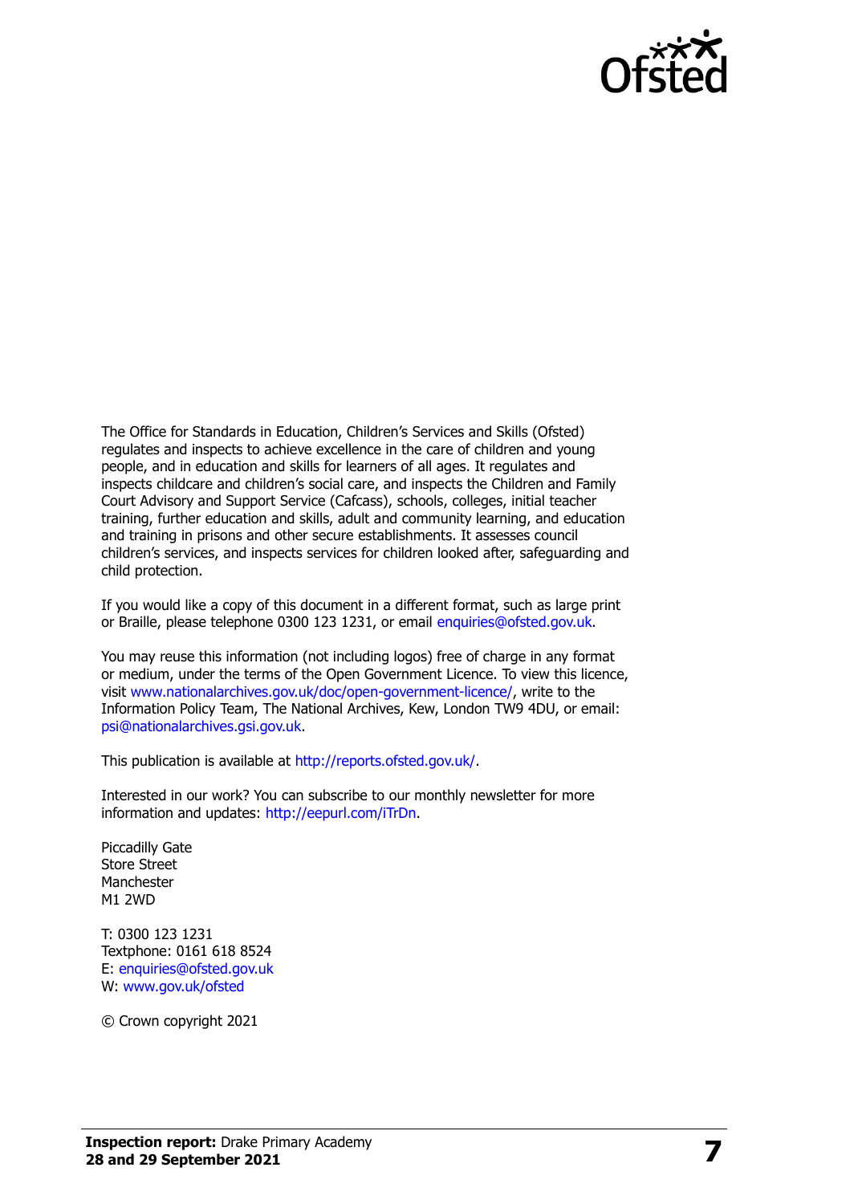The Office for Standards in Education, Children's Services and Skills (Ofsted) regulates and inspects to achieve excellence in the care of children and young people, and in education and skills for learners of all ages. It regulates and inspects childcare and children's social care, and inspects the Children and Family Court Advisory and Support Service (Cafcass), schools, colleges, initial teacher training, further education and skills, adult and community learning, and education and training in prisons and other secure establishments. It assesses council children's services, and inspects services for children looked after, safeguarding and child protection.

If you would like a copy of this document in a different format, such as large print or Braille, please telephone 0300 123 1231, or email enquiries@ofsted.gov.uk.

You may reuse this information (not including logos) free of charge in any format or medium, under the terms of the Open Government Licence. To view this licence, visit www.nationalarchives.gov.uk/doc/open-government-licence/, write to the Information Policy Team, The National Archives, Kew, London TW9 4DU, or email: psi@nationalarchives.gsi.gov.uk.

This publication is available at http://reports.ofsted.gov.uk/.

Interested in our work? You can subscribe to our monthly newsletter for more information and updates: http://eepurl.com/iTrDn.

Piccadilly Gate
Store Street
Manchester
M1 2WD

T: 0300 123 1231
Textphone: 0161 618 8524
E: enquiries@ofsted.gov.uk
W: www.gov.uk/ofsted

© Crown copyright 2021